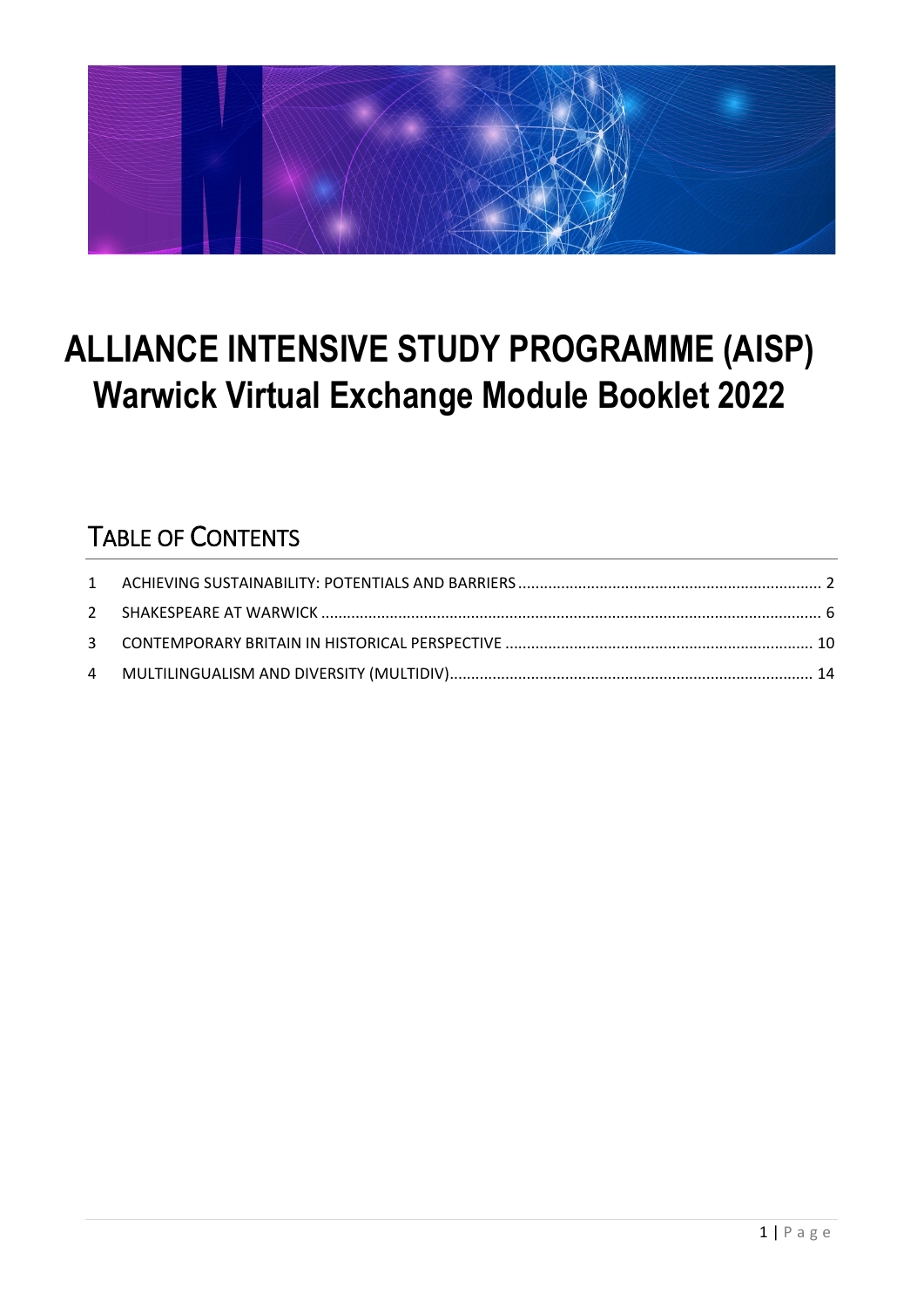# ALLIANCE INTENSIVE STUDY PROGRAMME (AISP)
# Warwick Virtual Exchange Module Booklet 2022

## TABLE OF CONTENTS

1 ACHIEVING SUSTAINABILITY: POTENTIALS AND BARRIERS ........ 2
2 SHAKESPEARE AT WARWICK ........ 6
3 CONTEMPORARY BRITAIN IN HISTORICAL PERSPECTIVE ........ 10
4 MULTILINGUALISM AND DIVERSITY (MULTIDIV) ........ 14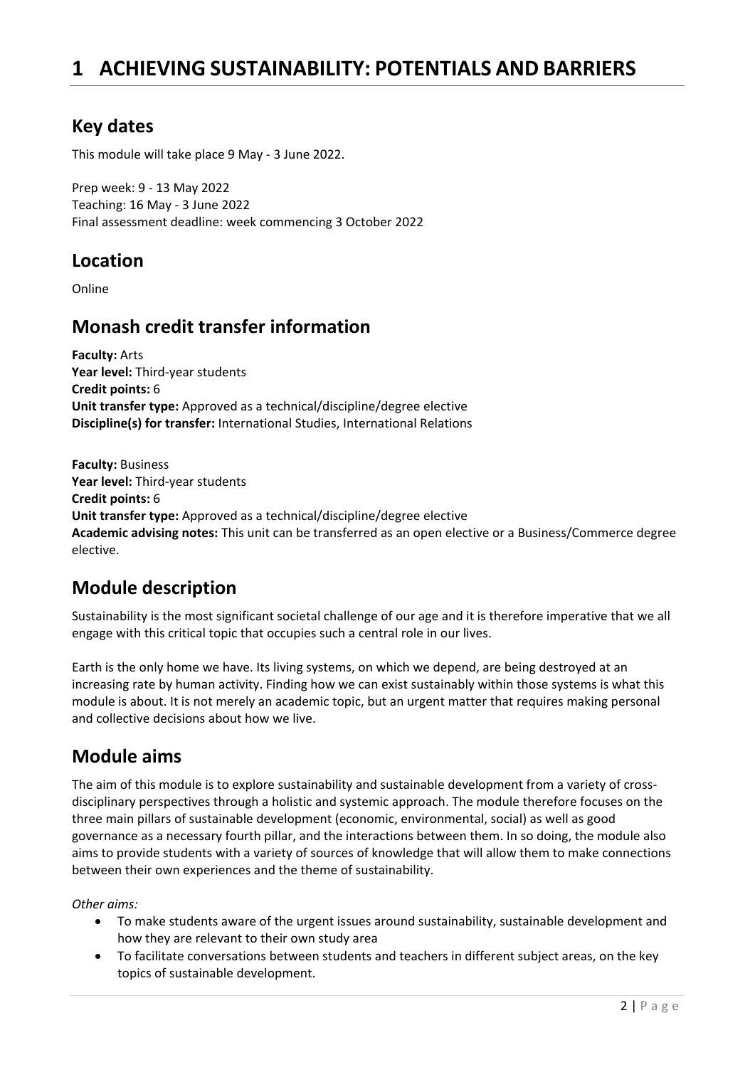# 1 ACHIEVING SUSTAINABILITY: POTENTIALS AND BARRIERS

## Key dates

This module will take place 9 May - 3 June 2022.

Prep week: 9 - 13 May 2022
Teaching: 16 May - 3 June 2022
Final assessment deadline: week commencing 3 October 2022

## Location

Online

## Monash credit transfer information

**Faculty:** Arts
**Year level:** Third-year students
**Credit points:** 6
**Unit transfer type:** Approved as a technical/discipline/degree elective
**Discipline(s) for transfer:** International Studies, International Relations

**Faculty:** Business
**Year level:** Third-year students
**Credit points:** 6
**Unit transfer type:** Approved as a technical/discipline/degree elective
**Academic advising notes:** This unit can be transferred as an open elective or a Business/Commerce degree elective.

## Module description

Sustainability is the most significant societal challenge of our age and it is therefore imperative that we all engage with this critical topic that occupies such a central role in our lives.

Earth is the only home we have. Its living systems, on which we depend, are being destroyed at an increasing rate by human activity. Finding how we can exist sustainably within those systems is what this module is about. It is not merely an academic topic, but an urgent matter that requires making personal and collective decisions about how we live.

## Module aims

The aim of this module is to explore sustainability and sustainable development from a variety of cross-disciplinary perspectives through a holistic and systemic approach. The module therefore focuses on the three main pillars of sustainable development (economic, environmental, social) as well as good governance as a necessary fourth pillar, and the interactions between them. In so doing, the module also aims to provide students with a variety of sources of knowledge that will allow them to make connections between their own experiences and the theme of sustainability.

*Other aims:*

- To make students aware of the urgent issues around sustainability, sustainable development and how they are relevant to their own study area
- To facilitate conversations between students and teachers in different subject areas, on the key topics of sustainable development.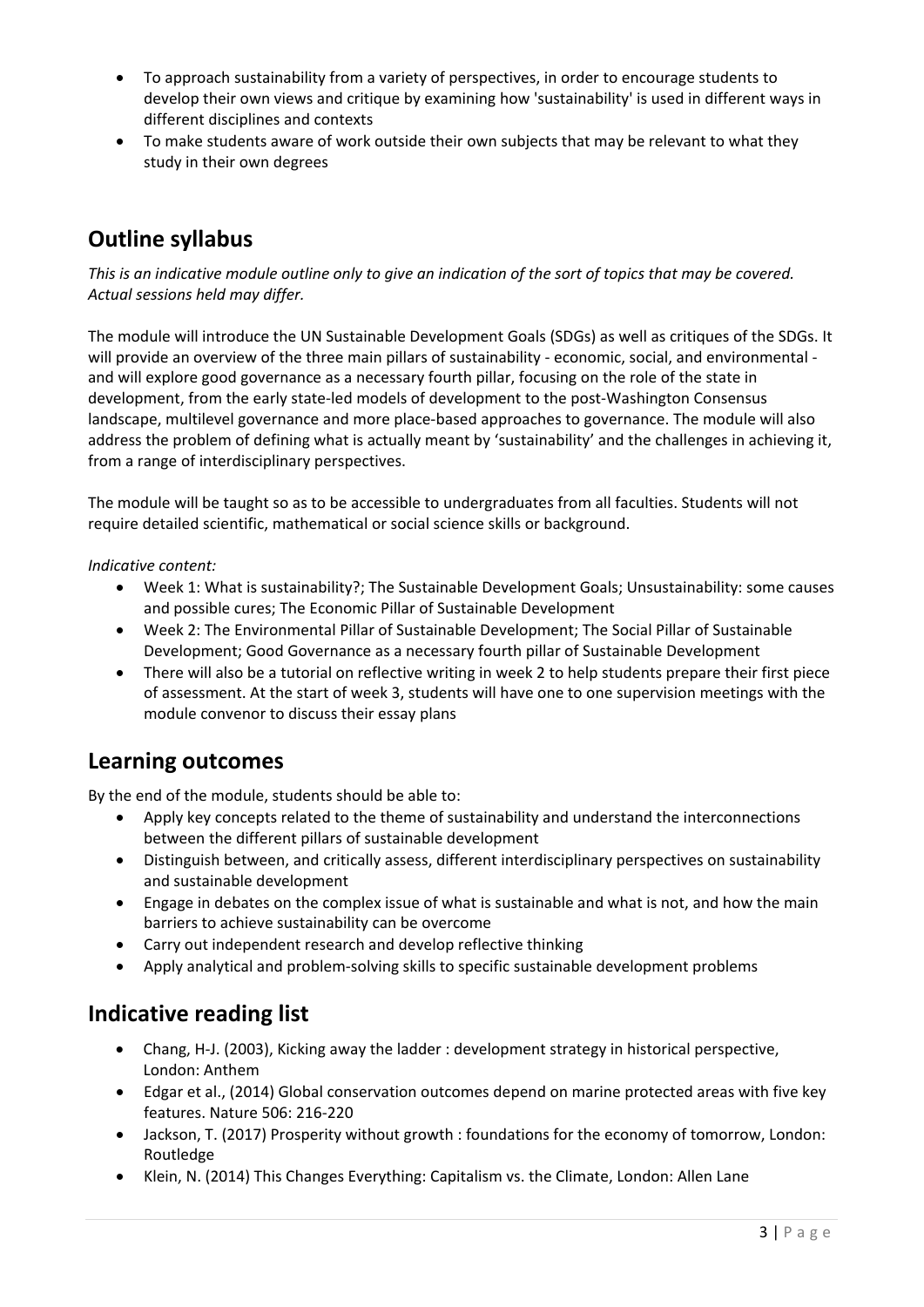- To approach sustainability from a variety of perspectives, in order to encourage students to develop their own views and critique by examining how 'sustainability' is used in different ways in different disciplines and contexts
- To make students aware of work outside their own subjects that may be relevant to what they study in their own degrees

## Outline syllabus

*This is an indicative module outline only to give an indication of the sort of topics that may be covered. Actual sessions held may differ.*

The module will introduce the UN Sustainable Development Goals (SDGs) as well as critiques of the SDGs. It will provide an overview of the three main pillars of sustainability - economic, social, and environmental - and will explore good governance as a necessary fourth pillar, focusing on the role of the state in development, from the early state-led models of development to the post-Washington Consensus landscape, multilevel governance and more place-based approaches to governance. The module will also address the problem of defining what is actually meant by 'sustainability' and the challenges in achieving it, from a range of interdisciplinary perspectives.

The module will be taught so as to be accessible to undergraduates from all faculties. Students will not require detailed scientific, mathematical or social science skills or background.

*Indicative content:*

- Week 1: What is sustainability?; The Sustainable Development Goals; Unsustainability: some causes and possible cures; The Economic Pillar of Sustainable Development
- Week 2: The Environmental Pillar of Sustainable Development; The Social Pillar of Sustainable Development; Good Governance as a necessary fourth pillar of Sustainable Development
- There will also be a tutorial on reflective writing in week 2 to help students prepare their first piece of assessment. At the start of week 3, students will have one to one supervision meetings with the module convenor to discuss their essay plans

## Learning outcomes

By the end of the module, students should be able to:

- Apply key concepts related to the theme of sustainability and understand the interconnections between the different pillars of sustainable development
- Distinguish between, and critically assess, different interdisciplinary perspectives on sustainability and sustainable development
- Engage in debates on the complex issue of what is sustainable and what is not, and how the main barriers to achieve sustainability can be overcome
- Carry out independent research and develop reflective thinking
- Apply analytical and problem-solving skills to specific sustainable development problems

## Indicative reading list

- Chang, H-J. (2003), Kicking away the ladder : development strategy in historical perspective, London: Anthem
- Edgar et al., (2014) Global conservation outcomes depend on marine protected areas with five key features. Nature 506: 216-220
- Jackson, T. (2017) Prosperity without growth : foundations for the economy of tomorrow, London: Routledge
- Klein, N. (2014) This Changes Everything: Capitalism vs. the Climate, London: Allen Lane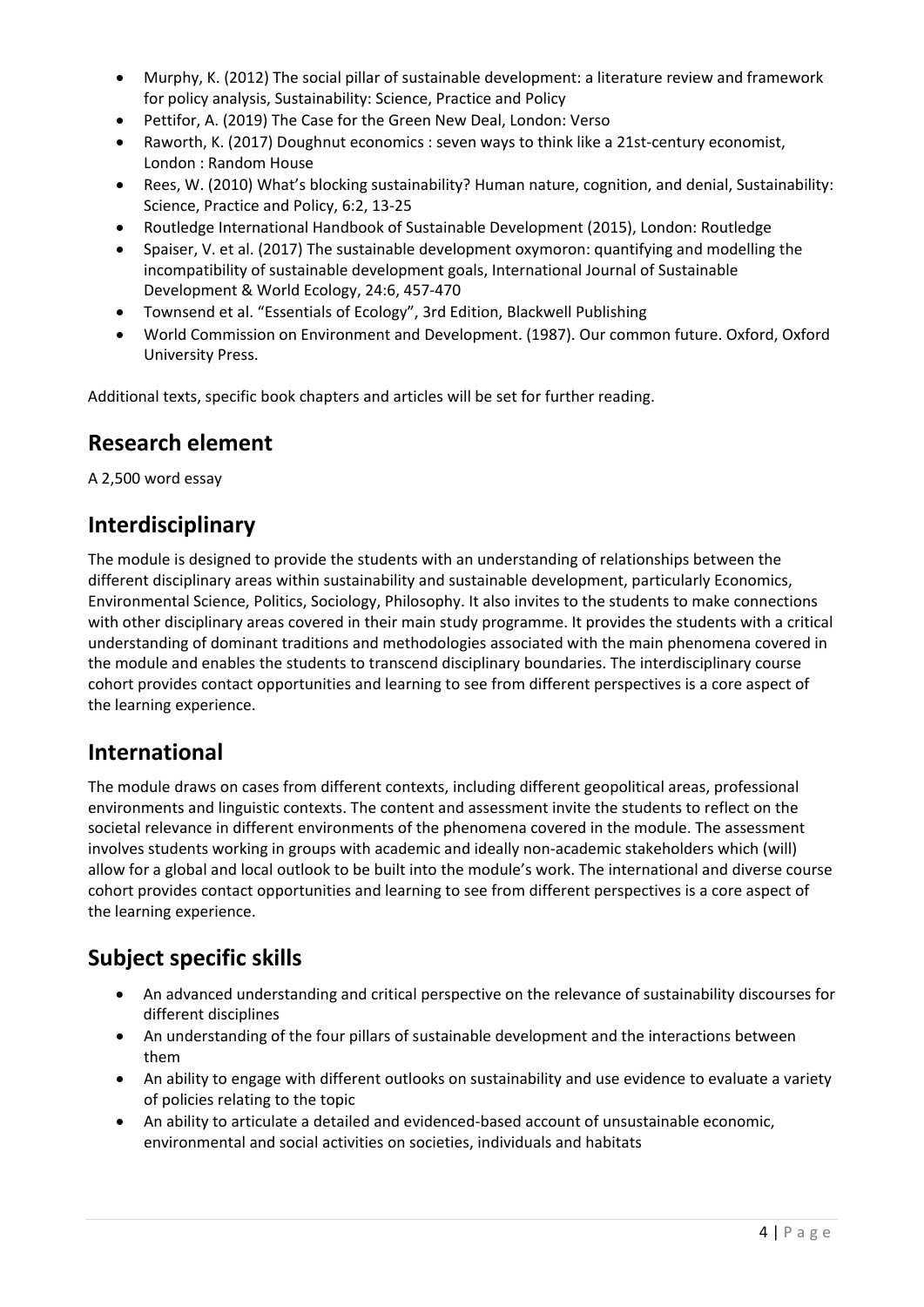- Murphy, K. (2012) The social pillar of sustainable development: a literature review and framework for policy analysis, Sustainability: Science, Practice and Policy
- Pettifor, A. (2019) The Case for the Green New Deal, London: Verso
- Raworth, K. (2017) Doughnut economics : seven ways to think like a 21st-century economist, London : Random House
- Rees, W. (2010) What's blocking sustainability? Human nature, cognition, and denial, Sustainability: Science, Practice and Policy, 6:2, 13-25
- Routledge International Handbook of Sustainable Development (2015), London: Routledge
- Spaiser, V. et al. (2017) The sustainable development oxymoron: quantifying and modelling the incompatibility of sustainable development goals, International Journal of Sustainable Development & World Ecology, 24:6, 457-470
- Townsend et al. "Essentials of Ecology", 3rd Edition, Blackwell Publishing
- World Commission on Environment and Development. (1987). Our common future. Oxford, Oxford University Press.

Additional texts, specific book chapters and articles will be set for further reading.

## Research element

A 2,500 word essay

## Interdisciplinary

The module is designed to provide the students with an understanding of relationships between the different disciplinary areas within sustainability and sustainable development, particularly Economics, Environmental Science, Politics, Sociology, Philosophy. It also invites to the students to make connections with other disciplinary areas covered in their main study programme. It provides the students with a critical understanding of dominant traditions and methodologies associated with the main phenomena covered in the module and enables the students to transcend disciplinary boundaries. The interdisciplinary course cohort provides contact opportunities and learning to see from different perspectives is a core aspect of the learning experience.

## International

The module draws on cases from different contexts, including different geopolitical areas, professional environments and linguistic contexts. The content and assessment invite the students to reflect on the societal relevance in different environments of the phenomena covered in the module. The assessment involves students working in groups with academic and ideally non-academic stakeholders which (will) allow for a global and local outlook to be built into the module's work. The international and diverse course cohort provides contact opportunities and learning to see from different perspectives is a core aspect of the learning experience.

## Subject specific skills

- An advanced understanding and critical perspective on the relevance of sustainability discourses for different disciplines
- An understanding of the four pillars of sustainable development and the interactions between them
- An ability to engage with different outlooks on sustainability and use evidence to evaluate a variety of policies relating to the topic
- An ability to articulate a detailed and evidenced-based account of unsustainable economic, environmental and social activities on societies, individuals and habitats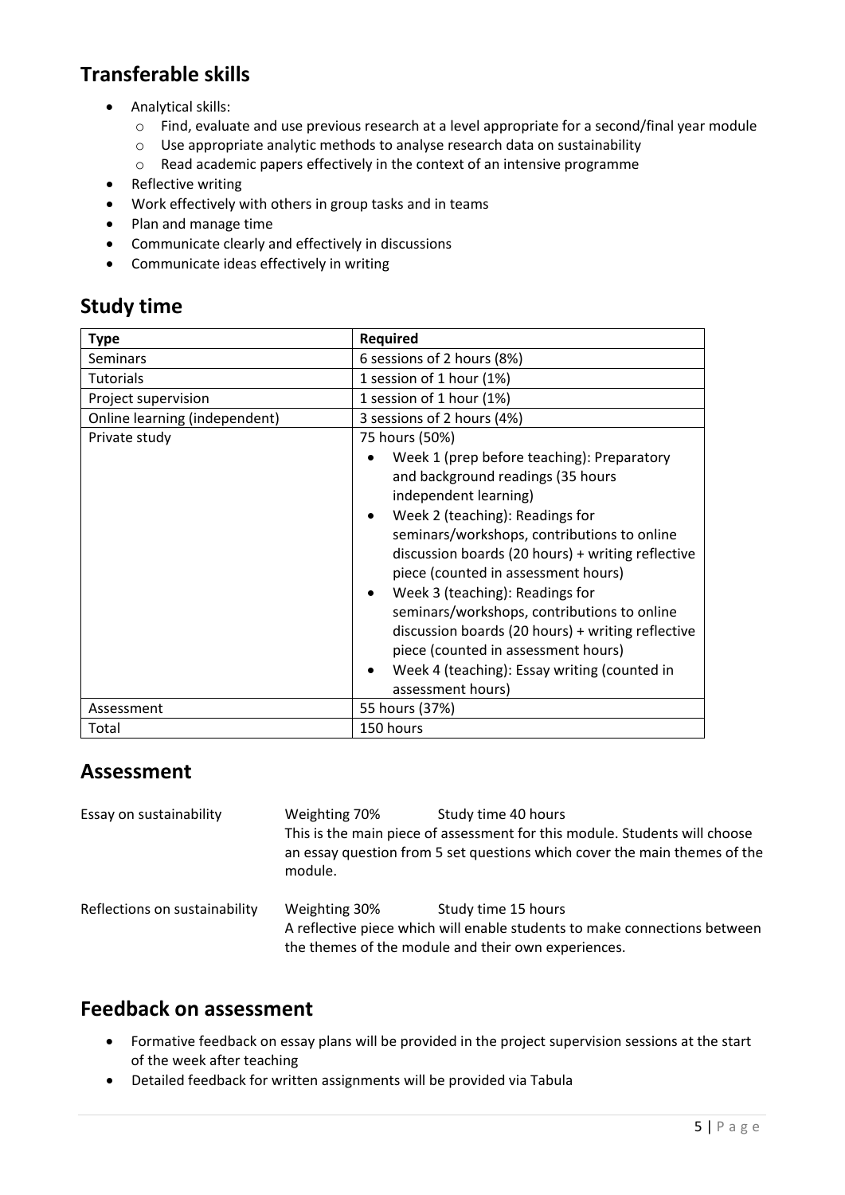## Transferable skills

- Analytical skills:
  - Find, evaluate and use previous research at a level appropriate for a second/final year module
  - Use appropriate analytic methods to analyse research data on sustainability
  - Read academic papers effectively in the context of an intensive programme
- Reflective writing
- Work effectively with others in group tasks and in teams
- Plan and manage time
- Communicate clearly and effectively in discussions
- Communicate ideas effectively in writing

## Study time

| Type | Required |
|---|---|
| Seminars | 6 sessions of 2 hours (8%) |
| Tutorials | 1 session of 1 hour (1%) |
| Project supervision | 1 session of 1 hour (1%) |
| Online learning (independent) | 3 sessions of 2 hours (4%) |
| Private study | 75 hours (50%)<br>• Week 1 (prep before teaching): Preparatory and background readings (35 hours independent learning)<br>• Week 2 (teaching): Readings for seminars/workshops, contributions to online discussion boards (20 hours) + writing reflective piece (counted in assessment hours)<br>• Week 3 (teaching): Readings for seminars/workshops, contributions to online discussion boards (20 hours) + writing reflective piece (counted in assessment hours)<br>• Week 4 (teaching): Essay writing (counted in assessment hours) |
| Assessment | 55 hours (37%) |
| Total | 150 hours |

## Assessment

| | | |
|---|---|---|
| Essay on sustainability | Weighting 70% | Study time 40 hours |
| | This is the main piece of assessment for this module. Students will choose an essay question from 5 set questions which cover the main themes of the module. | |
| Reflections on sustainability | Weighting 30% | Study time 15 hours |
| | A reflective piece which will enable students to make connections between the themes of the module and their own experiences. | |

## Feedback on assessment

- Formative feedback on essay plans will be provided in the project supervision sessions at the start of the week after teaching
- Detailed feedback for written assignments will be provided via Tabula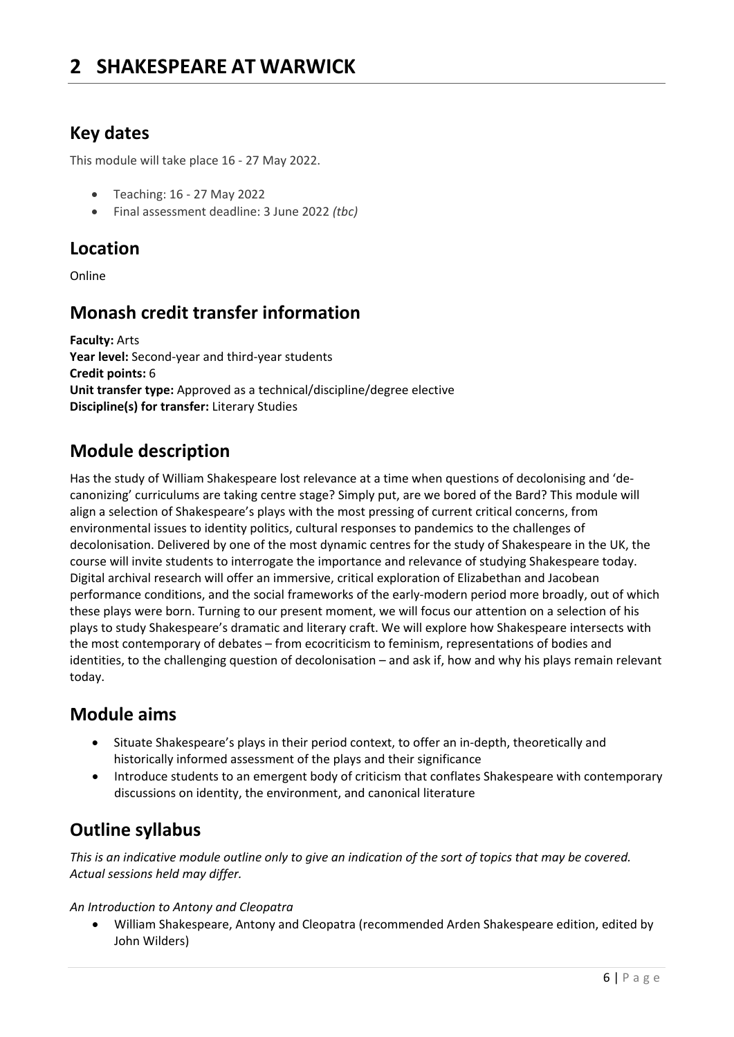# 2 SHAKESPEARE AT WARWICK

## Key dates

This module will take place 16 - 27 May 2022.

- Teaching: 16 - 27 May 2022
- Final assessment deadline: 3 June 2022 *(tbc)*

## Location

Online

## Monash credit transfer information

**Faculty:** Arts
**Year level:** Second-year and third-year students
**Credit points:** 6
**Unit transfer type:** Approved as a technical/discipline/degree elective
**Discipline(s) for transfer:** Literary Studies

## Module description

Has the study of William Shakespeare lost relevance at a time when questions of decolonising and 'de-canonizing' curriculums are taking centre stage? Simply put, are we bored of the Bard? This module will align a selection of Shakespeare's plays with the most pressing of current critical concerns, from environmental issues to identity politics, cultural responses to pandemics to the challenges of decolonisation. Delivered by one of the most dynamic centres for the study of Shakespeare in the UK, the course will invite students to interrogate the importance and relevance of studying Shakespeare today. Digital archival research will offer an immersive, critical exploration of Elizabethan and Jacobean performance conditions, and the social frameworks of the early-modern period more broadly, out of which these plays were born. Turning to our present moment, we will focus our attention on a selection of his plays to study Shakespeare's dramatic and literary craft. We will explore how Shakespeare intersects with the most contemporary of debates – from ecocriticism to feminism, representations of bodies and identities, to the challenging question of decolonisation – and ask if, how and why his plays remain relevant today.

## Module aims

- Situate Shakespeare's plays in their period context, to offer an in-depth, theoretically and historically informed assessment of the plays and their significance
- Introduce students to an emergent body of criticism that conflates Shakespeare with contemporary discussions on identity, the environment, and canonical literature

## Outline syllabus

*This is an indicative module outline only to give an indication of the sort of topics that may be covered. Actual sessions held may differ.*

*An Introduction to Antony and Cleopatra*

- William Shakespeare, Antony and Cleopatra (recommended Arden Shakespeare edition, edited by John Wilders)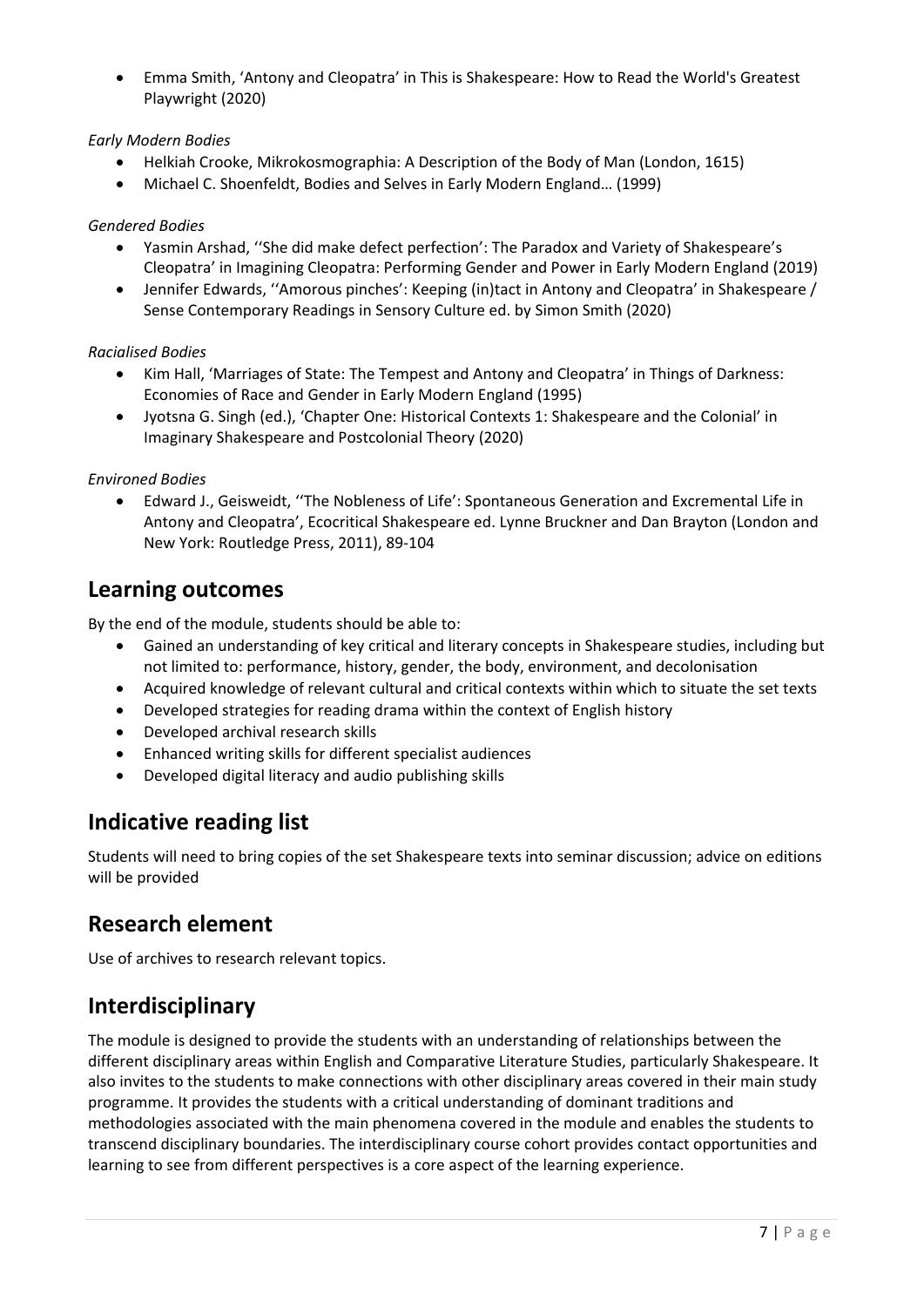- Emma Smith, 'Antony and Cleopatra' in This is Shakespeare: How to Read the World's Greatest Playwright (2020)

*Early Modern Bodies*

- Helkiah Crooke, Mikrokosmographia: A Description of the Body of Man (London, 1615)
- Michael C. Shoenfeldt, Bodies and Selves in Early Modern England… (1999)

*Gendered Bodies*

- Yasmin Arshad, ''She did make defect perfection': The Paradox and Variety of Shakespeare's Cleopatra' in Imagining Cleopatra: Performing Gender and Power in Early Modern England (2019)
- Jennifer Edwards, ''Amorous pinches': Keeping (in)tact in Antony and Cleopatra' in Shakespeare / Sense Contemporary Readings in Sensory Culture ed. by Simon Smith (2020)

*Racialised Bodies*

- Kim Hall, 'Marriages of State: The Tempest and Antony and Cleopatra' in Things of Darkness: Economies of Race and Gender in Early Modern England (1995)
- Jyotsna G. Singh (ed.), 'Chapter One: Historical Contexts 1: Shakespeare and the Colonial' in Imaginary Shakespeare and Postcolonial Theory (2020)

*Environed Bodies*

- Edward J., Geisweidt, ''The Nobleness of Life': Spontaneous Generation and Excremental Life in Antony and Cleopatra', Ecocritical Shakespeare ed. Lynne Bruckner and Dan Brayton (London and New York: Routledge Press, 2011), 89-104

## Learning outcomes

By the end of the module, students should be able to:

- Gained an understanding of key critical and literary concepts in Shakespeare studies, including but not limited to: performance, history, gender, the body, environment, and decolonisation
- Acquired knowledge of relevant cultural and critical contexts within which to situate the set texts
- Developed strategies for reading drama within the context of English history
- Developed archival research skills
- Enhanced writing skills for different specialist audiences
- Developed digital literacy and audio publishing skills

## Indicative reading list

Students will need to bring copies of the set Shakespeare texts into seminar discussion; advice on editions will be provided

## Research element

Use of archives to research relevant topics.

## Interdisciplinary

The module is designed to provide the students with an understanding of relationships between the different disciplinary areas within English and Comparative Literature Studies, particularly Shakespeare. It also invites to the students to make connections with other disciplinary areas covered in their main study programme. It provides the students with a critical understanding of dominant traditions and methodologies associated with the main phenomena covered in the module and enables the students to transcend disciplinary boundaries. The interdisciplinary course cohort provides contact opportunities and learning to see from different perspectives is a core aspect of the learning experience.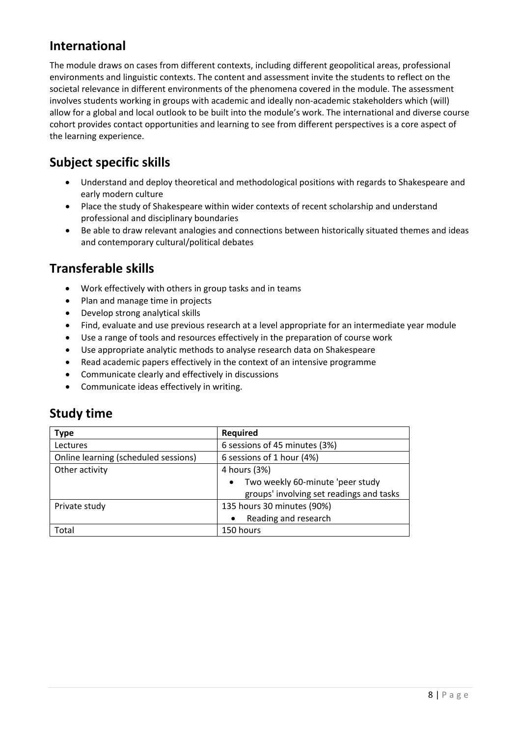## International

The module draws on cases from different contexts, including different geopolitical areas, professional environments and linguistic contexts. The content and assessment invite the students to reflect on the societal relevance in different environments of the phenomena covered in the module. The assessment involves students working in groups with academic and ideally non-academic stakeholders which (will) allow for a global and local outlook to be built into the module's work. The international and diverse course cohort provides contact opportunities and learning to see from different perspectives is a core aspect of the learning experience.

## Subject specific skills

- Understand and deploy theoretical and methodological positions with regards to Shakespeare and early modern culture
- Place the study of Shakespeare within wider contexts of recent scholarship and understand professional and disciplinary boundaries
- Be able to draw relevant analogies and connections between historically situated themes and ideas and contemporary cultural/political debates

## Transferable skills

- Work effectively with others in group tasks and in teams
- Plan and manage time in projects
- Develop strong analytical skills
- Find, evaluate and use previous research at a level appropriate for an intermediate year module
- Use a range of tools and resources effectively in the preparation of course work
- Use appropriate analytic methods to analyse research data on Shakespeare
- Read academic papers effectively in the context of an intensive programme
- Communicate clearly and effectively in discussions
- Communicate ideas effectively in writing.

## Study time

| Type | Required |
|---|---|
| Lectures | 6 sessions of 45 minutes (3%) |
| Online learning (scheduled sessions) | 6 sessions of 1 hour (4%) |
| Other activity | 4 hours (3%)<br>• Two weekly 60-minute 'peer study groups' involving set readings and tasks |
| Private study | 135 hours 30 minutes (90%)<br>• Reading and research |
| Total | 150 hours |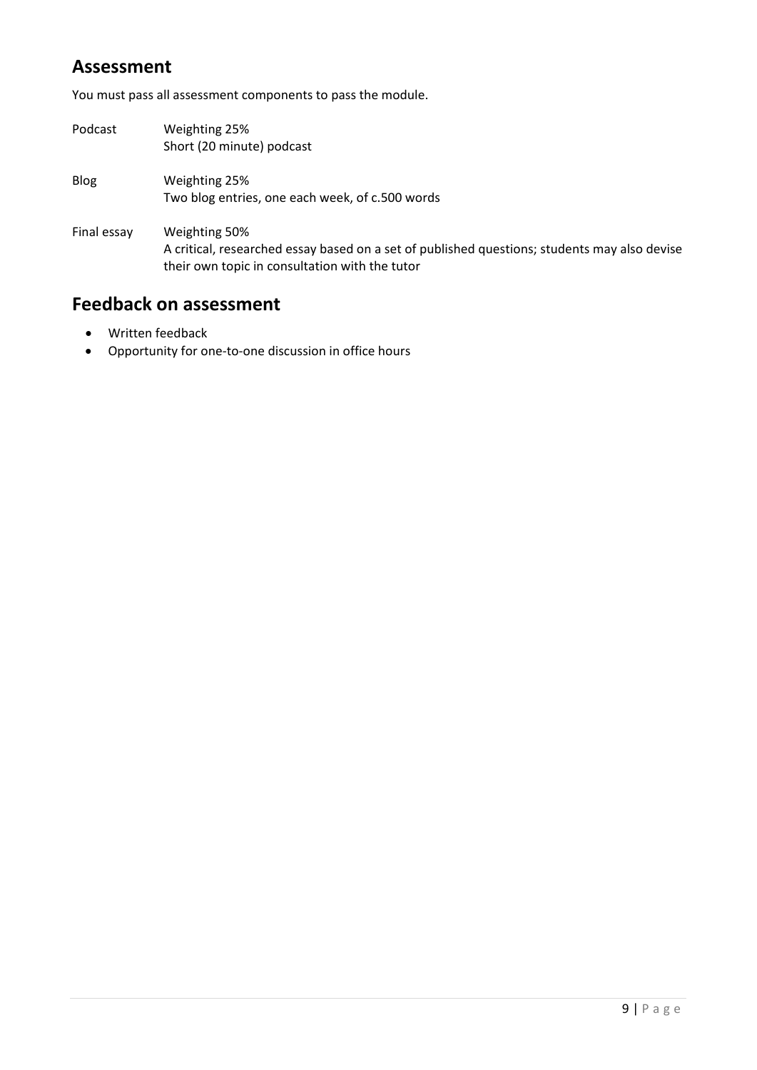## Assessment

You must pass all assessment components to pass the module.

| | |
|---|---|
| Podcast | Weighting 25%<br>Short (20 minute) podcast |
| Blog | Weighting 25%<br>Two blog entries, one each week, of c.500 words |
| Final essay | Weighting 50%<br>A critical, researched essay based on a set of published questions; students may also devise their own topic in consultation with the tutor |

## Feedback on assessment

- Written feedback
- Opportunity for one-to-one discussion in office hours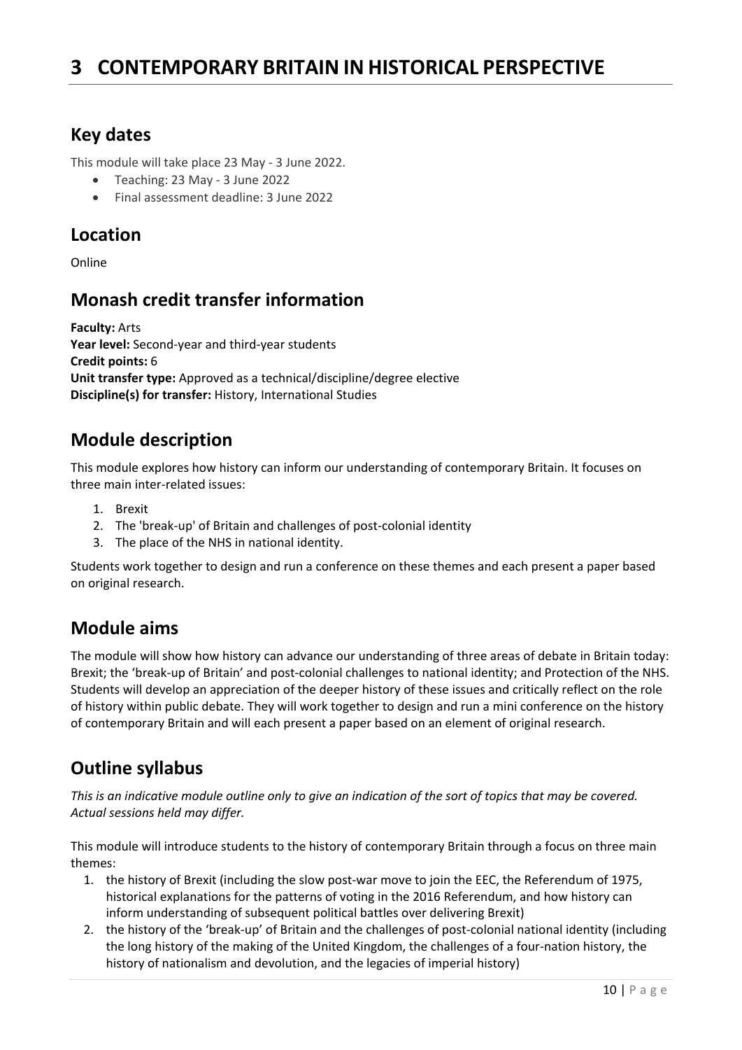# 3 CONTEMPORARY BRITAIN IN HISTORICAL PERSPECTIVE

## Key dates

This module will take place 23 May - 3 June 2022.

- Teaching: 23 May - 3 June 2022
- Final assessment deadline: 3 June 2022

## Location

Online

## Monash credit transfer information

**Faculty:** Arts
**Year level:** Second-year and third-year students
**Credit points:** 6
**Unit transfer type:** Approved as a technical/discipline/degree elective
**Discipline(s) for transfer:** History, International Studies

## Module description

This module explores how history can inform our understanding of contemporary Britain. It focuses on three main inter-related issues:

1. Brexit
2. The 'break-up' of Britain and challenges of post-colonial identity
3. The place of the NHS in national identity.

Students work together to design and run a conference on these themes and each present a paper based on original research.

## Module aims

The module will show how history can advance our understanding of three areas of debate in Britain today: Brexit; the 'break-up of Britain' and post-colonial challenges to national identity; and Protection of the NHS. Students will develop an appreciation of the deeper history of these issues and critically reflect on the role of history within public debate. They will work together to design and run a mini conference on the history of contemporary Britain and will each present a paper based on an element of original research.

## Outline syllabus

*This is an indicative module outline only to give an indication of the sort of topics that may be covered. Actual sessions held may differ.*

This module will introduce students to the history of contemporary Britain through a focus on three main themes:

1. the history of Brexit (including the slow post-war move to join the EEC, the Referendum of 1975, historical explanations for the patterns of voting in the 2016 Referendum, and how history can inform understanding of subsequent political battles over delivering Brexit)
2. the history of the 'break-up' of Britain and the challenges of post-colonial national identity (including the long history of the making of the United Kingdom, the challenges of a four-nation history, the history of nationalism and devolution, and the legacies of imperial history)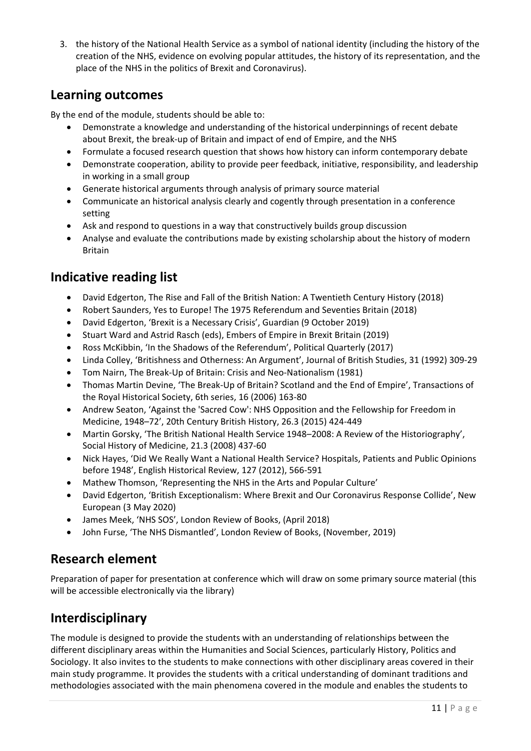3. the history of the National Health Service as a symbol of national identity (including the history of the creation of the NHS, evidence on evolving popular attitudes, the history of its representation, and the place of the NHS in the politics of Brexit and Coronavirus).

## Learning outcomes

By the end of the module, students should be able to:

- Demonstrate a knowledge and understanding of the historical underpinnings of recent debate about Brexit, the break-up of Britain and impact of end of Empire, and the NHS
- Formulate a focused research question that shows how history can inform contemporary debate
- Demonstrate cooperation, ability to provide peer feedback, initiative, responsibility, and leadership in working in a small group
- Generate historical arguments through analysis of primary source material
- Communicate an historical analysis clearly and cogently through presentation in a conference setting
- Ask and respond to questions in a way that constructively builds group discussion
- Analyse and evaluate the contributions made by existing scholarship about the history of modern Britain

## Indicative reading list

- David Edgerton, The Rise and Fall of the British Nation: A Twentieth Century History (2018)
- Robert Saunders, Yes to Europe! The 1975 Referendum and Seventies Britain (2018)
- David Edgerton, 'Brexit is a Necessary Crisis', Guardian (9 October 2019)
- Stuart Ward and Astrid Rasch (eds), Embers of Empire in Brexit Britain (2019)
- Ross McKibbin, 'In the Shadows of the Referendum', Political Quarterly (2017)
- Linda Colley, 'Britishness and Otherness: An Argument', Journal of British Studies, 31 (1992) 309-29
- Tom Nairn, The Break-Up of Britain: Crisis and Neo-Nationalism (1981)
- Thomas Martin Devine, 'The Break-Up of Britain? Scotland and the End of Empire', Transactions of the Royal Historical Society, 6th series, 16 (2006) 163-80
- Andrew Seaton, 'Against the 'Sacred Cow': NHS Opposition and the Fellowship for Freedom in Medicine, 1948–72', 20th Century British History, 26.3 (2015) 424-449
- Martin Gorsky, 'The British National Health Service 1948–2008: A Review of the Historiography', Social History of Medicine, 21.3 (2008) 437-60
- Nick Hayes, 'Did We Really Want a National Health Service? Hospitals, Patients and Public Opinions before 1948', English Historical Review, 127 (2012), 566-591
- Mathew Thomson, 'Representing the NHS in the Arts and Popular Culture'
- David Edgerton, 'British Exceptionalism: Where Brexit and Our Coronavirus Response Collide', New European (3 May 2020)
- James Meek, 'NHS SOS', London Review of Books, (April 2018)
- John Furse, 'The NHS Dismantled', London Review of Books, (November, 2019)

## Research element

Preparation of paper for presentation at conference which will draw on some primary source material (this will be accessible electronically via the library)

## Interdisciplinary

The module is designed to provide the students with an understanding of relationships between the different disciplinary areas within the Humanities and Social Sciences, particularly History, Politics and Sociology. It also invites to the students to make connections with other disciplinary areas covered in their main study programme. It provides the students with a critical understanding of dominant traditions and methodologies associated with the main phenomena covered in the module and enables the students to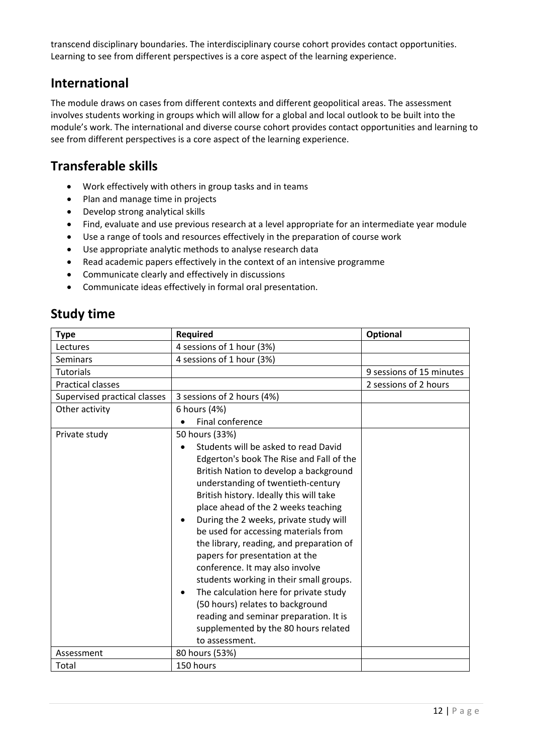transcend disciplinary boundaries. The interdisciplinary course cohort provides contact opportunities. Learning to see from different perspectives is a core aspect of the learning experience.

## International

The module draws on cases from different contexts and different geopolitical areas. The assessment involves students working in groups which will allow for a global and local outlook to be built into the module's work. The international and diverse course cohort provides contact opportunities and learning to see from different perspectives is a core aspect of the learning experience.

## Transferable skills

- Work effectively with others in group tasks and in teams
- Plan and manage time in projects
- Develop strong analytical skills
- Find, evaluate and use previous research at a level appropriate for an intermediate year module
- Use a range of tools and resources effectively in the preparation of course work
- Use appropriate analytic methods to analyse research data
- Read academic papers effectively in the context of an intensive programme
- Communicate clearly and effectively in discussions
- Communicate ideas effectively in formal oral presentation.

## Study time

| Type | Required | Optional |
|---|---|---|
| Lectures | 4 sessions of 1 hour (3%) | |
| Seminars | 4 sessions of 1 hour (3%) | |
| Tutorials | | 9 sessions of 15 minutes |
| Practical classes | | 2 sessions of 2 hours |
| Supervised practical classes | 3 sessions of 2 hours (4%) | |
| Other activity | 6 hours (4%)<br>• Final conference | |
| Private study | 50 hours (33%)<br>• Students will be asked to read David Edgerton's book The Rise and Fall of the British Nation to develop a background understanding of twentieth-century British history. Ideally this will take place ahead of the 2 weeks teaching<br>• During the 2 weeks, private study will be used for accessing materials from the library, reading, and preparation of papers for presentation at the conference. It may also involve students working in their small groups.<br>• The calculation here for private study (50 hours) relates to background reading and seminar preparation. It is supplemented by the 80 hours related to assessment. | |
| Assessment | 80 hours (53%) | |
| Total | 150 hours | |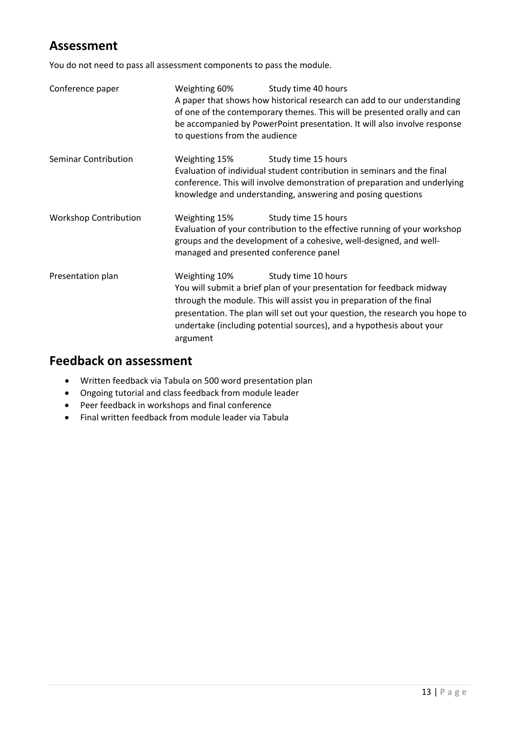## Assessment

You do not need to pass all assessment components to pass the module.

| | |
|---|---|
| Conference paper | Weighting 60% Study time 40 hours<br>A paper that shows how historical research can add to our understanding of one of the contemporary themes. This will be presented orally and can be accompanied by PowerPoint presentation. It will also involve response to questions from the audience |
| Seminar Contribution | Weighting 15% Study time 15 hours<br>Evaluation of individual student contribution in seminars and the final conference. This will involve demonstration of preparation and underlying knowledge and understanding, answering and posing questions |
| Workshop Contribution | Weighting 15% Study time 15 hours<br>Evaluation of your contribution to the effective running of your workshop groups and the development of a cohesive, well-designed, and well-managed and presented conference panel |
| Presentation plan | Weighting 10% Study time 10 hours<br>You will submit a brief plan of your presentation for feedback midway through the module. This will assist you in preparation of the final presentation. The plan will set out your question, the research you hope to undertake (including potential sources), and a hypothesis about your argument |

## Feedback on assessment

- Written feedback via Tabula on 500 word presentation plan
- Ongoing tutorial and class feedback from module leader
- Peer feedback in workshops and final conference
- Final written feedback from module leader via Tabula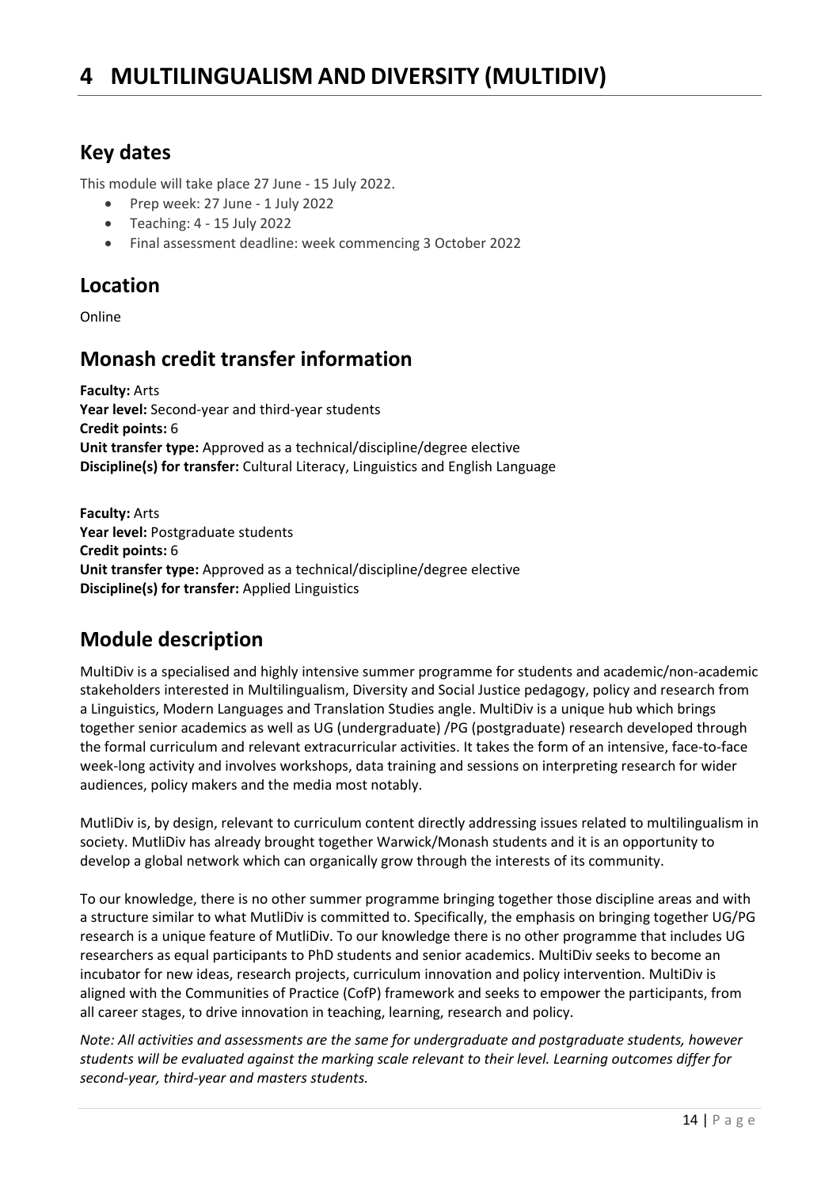# 4 MULTILINGUALISM AND DIVERSITY (MULTIDIV)

## Key dates

This module will take place 27 June - 15 July 2022.

- Prep week: 27 June - 1 July 2022
- Teaching: 4 - 15 July 2022
- Final assessment deadline: week commencing 3 October 2022

## Location

Online

## Monash credit transfer information

**Faculty:** Arts
**Year level:** Second-year and third-year students
**Credit points:** 6
**Unit transfer type:** Approved as a technical/discipline/degree elective
**Discipline(s) for transfer:** Cultural Literacy, Linguistics and English Language

**Faculty:** Arts
**Year level:** Postgraduate students
**Credit points:** 6
**Unit transfer type:** Approved as a technical/discipline/degree elective
**Discipline(s) for transfer:** Applied Linguistics

## Module description

MultiDiv is a specialised and highly intensive summer programme for students and academic/non-academic stakeholders interested in Multilingualism, Diversity and Social Justice pedagogy, policy and research from a Linguistics, Modern Languages and Translation Studies angle. MultiDiv is a unique hub which brings together senior academics as well as UG (undergraduate) /PG (postgraduate) research developed through the formal curriculum and relevant extracurricular activities. It takes the form of an intensive, face-to-face week-long activity and involves workshops, data training and sessions on interpreting research for wider audiences, policy makers and the media most notably.

MutliDiv is, by design, relevant to curriculum content directly addressing issues related to multilingualism in society. MutliDiv has already brought together Warwick/Monash students and it is an opportunity to develop a global network which can organically grow through the interests of its community.

To our knowledge, there is no other summer programme bringing together those discipline areas and with a structure similar to what MutliDiv is committed to. Specifically, the emphasis on bringing together UG/PG research is a unique feature of MutliDiv. To our knowledge there is no other programme that includes UG researchers as equal participants to PhD students and senior academics. MultiDiv seeks to become an incubator for new ideas, research projects, curriculum innovation and policy intervention. MultiDiv is aligned with the Communities of Practice (CofP) framework and seeks to empower the participants, from all career stages, to drive innovation in teaching, learning, research and policy.

*Note: All activities and assessments are the same for undergraduate and postgraduate students, however students will be evaluated against the marking scale relevant to their level. Learning outcomes differ for second-year, third-year and masters students.*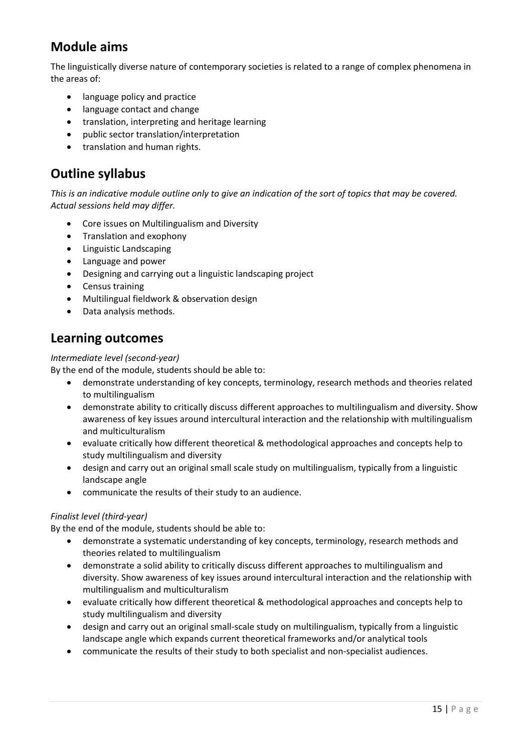## Module aims

The linguistically diverse nature of contemporary societies is related to a range of complex phenomena in the areas of:

- language policy and practice
- language contact and change
- translation, interpreting and heritage learning
- public sector translation/interpretation
- translation and human rights.

## Outline syllabus

*This is an indicative module outline only to give an indication of the sort of topics that may be covered. Actual sessions held may differ.*

- Core issues on Multilingualism and Diversity
- Translation and exophony
- Linguistic Landscaping
- Language and power
- Designing and carrying out a linguistic landscaping project
- Census training
- Multilingual fieldwork & observation design
- Data analysis methods.

## Learning outcomes

*Intermediate level (second-year)*

By the end of the module, students should be able to:

- demonstrate understanding of key concepts, terminology, research methods and theories related to multilingualism
- demonstrate ability to critically discuss different approaches to multilingualism and diversity. Show awareness of key issues around intercultural interaction and the relationship with multilingualism and multiculturalism
- evaluate critically how different theoretical & methodological approaches and concepts help to study multilingualism and diversity
- design and carry out an original small scale study on multilingualism, typically from a linguistic landscape angle
- communicate the results of their study to an audience.

*Finalist level (third-year)*

By the end of the module, students should be able to:

- demonstrate a systematic understanding of key concepts, terminology, research methods and theories related to multilingualism
- demonstrate a solid ability to critically discuss different approaches to multilingualism and diversity. Show awareness of key issues around intercultural interaction and the relationship with multilingualism and multiculturalism
- evaluate critically how different theoretical & methodological approaches and concepts help to study multilingualism and diversity
- design and carry out an original small-scale study on multilingualism, typically from a linguistic landscape angle which expands current theoretical frameworks and/or analytical tools
- communicate the results of their study to both specialist and non-specialist audiences.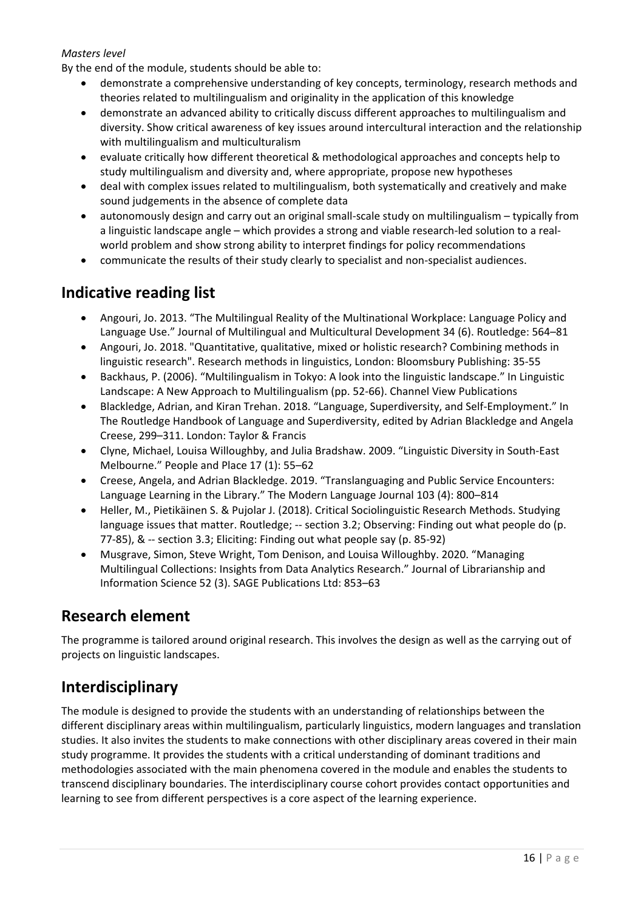*Masters level*

By the end of the module, students should be able to:

- demonstrate a comprehensive understanding of key concepts, terminology, research methods and theories related to multilingualism and originality in the application of this knowledge
- demonstrate an advanced ability to critically discuss different approaches to multilingualism and diversity. Show critical awareness of key issues around intercultural interaction and the relationship with multilingualism and multiculturalism
- evaluate critically how different theoretical & methodological approaches and concepts help to study multilingualism and diversity and, where appropriate, propose new hypotheses
- deal with complex issues related to multilingualism, both systematically and creatively and make sound judgements in the absence of complete data
- autonomously design and carry out an original small-scale study on multilingualism – typically from a linguistic landscape angle – which provides a strong and viable research-led solution to a real-world problem and show strong ability to interpret findings for policy recommendations
- communicate the results of their study clearly to specialist and non-specialist audiences.

## Indicative reading list

- Angouri, Jo. 2013. "The Multilingual Reality of the Multinational Workplace: Language Policy and Language Use." Journal of Multilingual and Multicultural Development 34 (6). Routledge: 564–81
- Angouri, Jo. 2018. "Quantitative, qualitative, mixed or holistic research? Combining methods in linguistic research". Research methods in linguistics, London: Bloomsbury Publishing: 35-55
- Backhaus, P. (2006). "Multilingualism in Tokyo: A look into the linguistic landscape." In Linguistic Landscape: A New Approach to Multilingualism (pp. 52-66). Channel View Publications
- Blackledge, Adrian, and Kiran Trehan. 2018. "Language, Superdiversity, and Self-Employment." In The Routledge Handbook of Language and Superdiversity, edited by Adrian Blackledge and Angela Creese, 299–311. London: Taylor & Francis
- Clyne, Michael, Louisa Willoughby, and Julia Bradshaw. 2009. "Linguistic Diversity in South-East Melbourne." People and Place 17 (1): 55–62
- Creese, Angela, and Adrian Blackledge. 2019. "Translanguaging and Public Service Encounters: Language Learning in the Library." The Modern Language Journal 103 (4): 800–814
- Heller, M., Pietikäinen S. & Pujolar J. (2018). Critical Sociolinguistic Research Methods. Studying language issues that matter. Routledge; -- section 3.2; Observing: Finding out what people do (p. 77-85), & -- section 3.3; Eliciting: Finding out what people say (p. 85-92)
- Musgrave, Simon, Steve Wright, Tom Denison, and Louisa Willoughby. 2020. "Managing Multilingual Collections: Insights from Data Analytics Research." Journal of Librarianship and Information Science 52 (3). SAGE Publications Ltd: 853–63

## Research element

The programme is tailored around original research. This involves the design as well as the carrying out of projects on linguistic landscapes.

## Interdisciplinary

The module is designed to provide the students with an understanding of relationships between the different disciplinary areas within multilingualism, particularly linguistics, modern languages and translation studies. It also invites the students to make connections with other disciplinary areas covered in their main study programme. It provides the students with a critical understanding of dominant traditions and methodologies associated with the main phenomena covered in the module and enables the students to transcend disciplinary boundaries. The interdisciplinary course cohort provides contact opportunities and learning to see from different perspectives is a core aspect of the learning experience.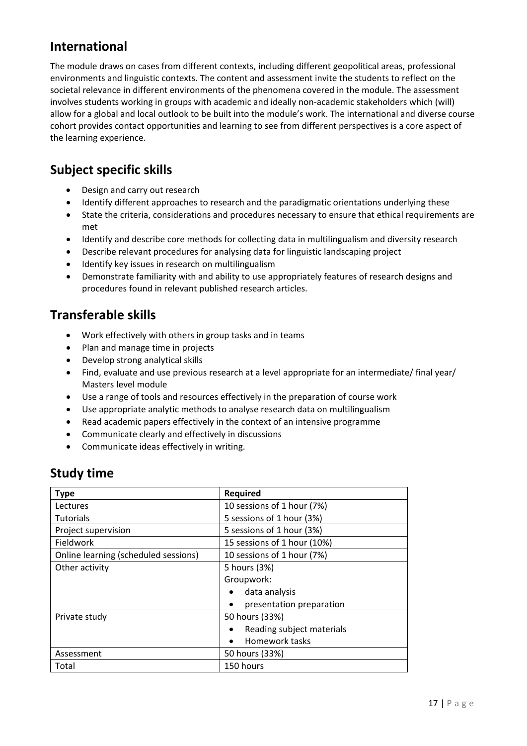## International

The module draws on cases from different contexts, including different geopolitical areas, professional environments and linguistic contexts. The content and assessment invite the students to reflect on the societal relevance in different environments of the phenomena covered in the module. The assessment involves students working in groups with academic and ideally non-academic stakeholders which (will) allow for a global and local outlook to be built into the module's work. The international and diverse course cohort provides contact opportunities and learning to see from different perspectives is a core aspect of the learning experience.

## Subject specific skills

- Design and carry out research
- Identify different approaches to research and the paradigmatic orientations underlying these
- State the criteria, considerations and procedures necessary to ensure that ethical requirements are met
- Identify and describe core methods for collecting data in multilingualism and diversity research
- Describe relevant procedures for analysing data for linguistic landscaping project
- Identify key issues in research on multilingualism
- Demonstrate familiarity with and ability to use appropriately features of research designs and procedures found in relevant published research articles.

## Transferable skills

- Work effectively with others in group tasks and in teams
- Plan and manage time in projects
- Develop strong analytical skills
- Find, evaluate and use previous research at a level appropriate for an intermediate/ final year/ Masters level module
- Use a range of tools and resources effectively in the preparation of course work
- Use appropriate analytic methods to analyse research data on multilingualism
- Read academic papers effectively in the context of an intensive programme
- Communicate clearly and effectively in discussions
- Communicate ideas effectively in writing.

## Study time

| Type | Required |
|---|---|
| Lectures | 10 sessions of 1 hour (7%) |
| Tutorials | 5 sessions of 1 hour (3%) |
| Project supervision | 5 sessions of 1 hour (3%) |
| Fieldwork | 15 sessions of 1 hour (10%) |
| Online learning (scheduled sessions) | 10 sessions of 1 hour (7%) |
| Other activity | 5 hours (3%)<br>Groupwork:<br>• data analysis<br>• presentation preparation |
| Private study | 50 hours (33%)<br>• Reading subject materials<br>• Homework tasks |
| Assessment | 50 hours (33%) |
| Total | 150 hours |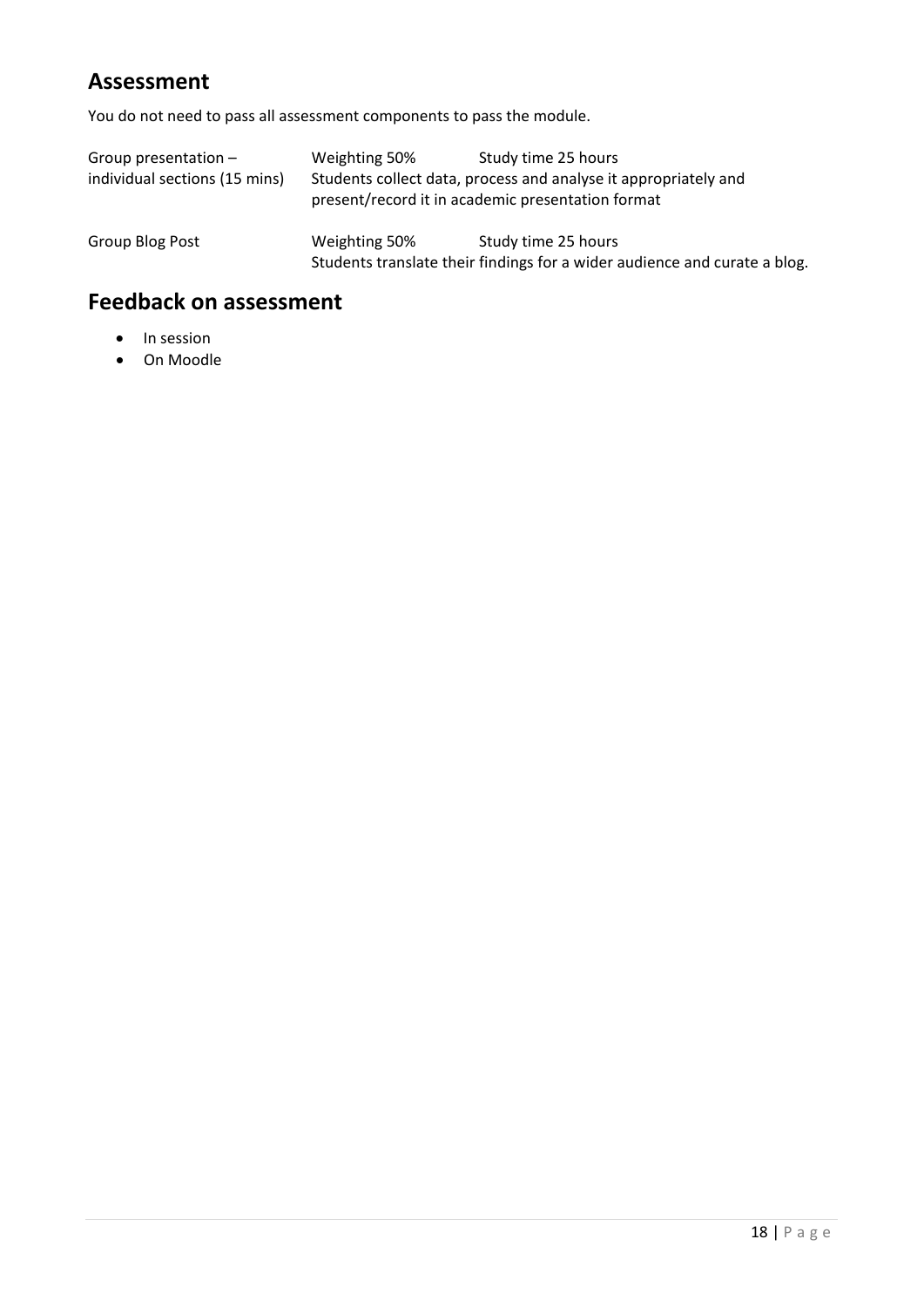## Assessment

You do not need to pass all assessment components to pass the module.

| | | |
|---|---|---|
| Group presentation – individual sections (15 mins) | Weighting 50% | Study time 25 hours |
| | Students collect data, process and analyse it appropriately and present/record it in academic presentation format | |
| Group Blog Post | Weighting 50% | Study time 25 hours |
| | Students translate their findings for a wider audience and curate a blog. | |

## Feedback on assessment

- In session
- On Moodle